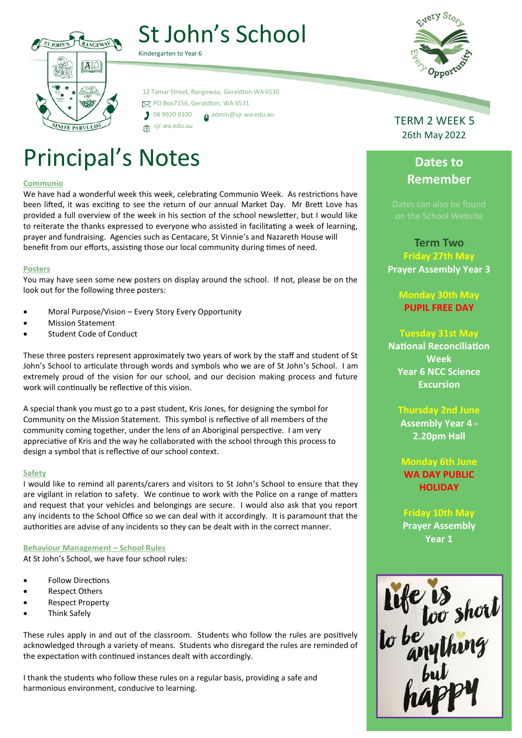# St John's School

Kindergarten to Year 6

12 Tamar Street, Rangeway, Geraldton WA 6530
PO Box7156, Geraldton, WA 6531
08 9920 0100
admin@sjr.wa.edu.au
sjr.wa.edu.au

TERM 2 WEEK 5
26th May 2022

# Principal's Notes

**Communio**

We have had a wonderful week this week, celebrating Communio Week. As restrictions have been lifted, it was exciting to see the return of our annual Market Day. Mr Brett Love has provided a full overview of the week in his section of the school newsletter, but I would like to reiterate the thanks expressed to everyone who assisted in facilitating a week of learning, prayer and fundraising. Agencies such as Centacare, St Vinnie's and Nazareth House will benefit from our efforts, assisting those our local community during times of need.

**Posters**

You may have seen some new posters on display around the school. If not, please be on the look out for the following three posters:

- Moral Purpose/Vision – Every Story Every Opportunity
- Mission Statement
- Student Code of Conduct

These three posters represent approximately two years of work by the staff and student of St John's School to articulate through words and symbols who we are of St John's School. I am extremely proud of the vision for our school, and our decision making process and future work will continually be reflective of this vision.

A special thank you must go to a past student, Kris Jones, for designing the symbol for Community on the Mission Statement. This symbol is reflective of all members of the community coming together, under the lens of an Aboriginal perspective. I am very appreciative of Kris and the way he collaborated with the school through this process to design a symbol that is reflective of our school context.

**Safety**

I would like to remind all parents/carers and visitors to St John's School to ensure that they are vigilant in relation to safety. We continue to work with the Police on a range of matters and request that your vehicles and belongings are secure. I would also ask that you report any incidents to the School Office so we can deal with it accordingly. It is paramount that the authorities are advise of any incidents so they can be dealt with in the correct manner.

**Behaviour Management – School Rules**

At St John's School, we have four school rules:

- Follow Directions
- Respect Others
- Respect Property
- Think Safely

These rules apply in and out of the classroom. Students who follow the rules are positively acknowledged through a variety of means. Students who disregard the rules are reminded of the expectation with continued instances dealt with accordingly.

I thank the students who follow these rules on a regular basis, providing a safe and harmonious environment, conducive to learning.

## Dates to Remember

Dates can also be found on the School Website

**Term Two**

**Friday 27th May**
**Prayer Assembly Year 3**

**Monday 30th May**
**PUPIL FREE DAY**

**Tuesday 31st May**
**National Reconciliation Week**
**Year 6 NCC Science Excursion**

**Thursday 2nd June**
**Assembly Year 4 - 2.20pm Hall**

**Monday 6th June**
**WA DAY PUBLIC HOLIDAY**

**Friday 10th May**
**Prayer Assembly Year 1**

Life is too short to be anything but happy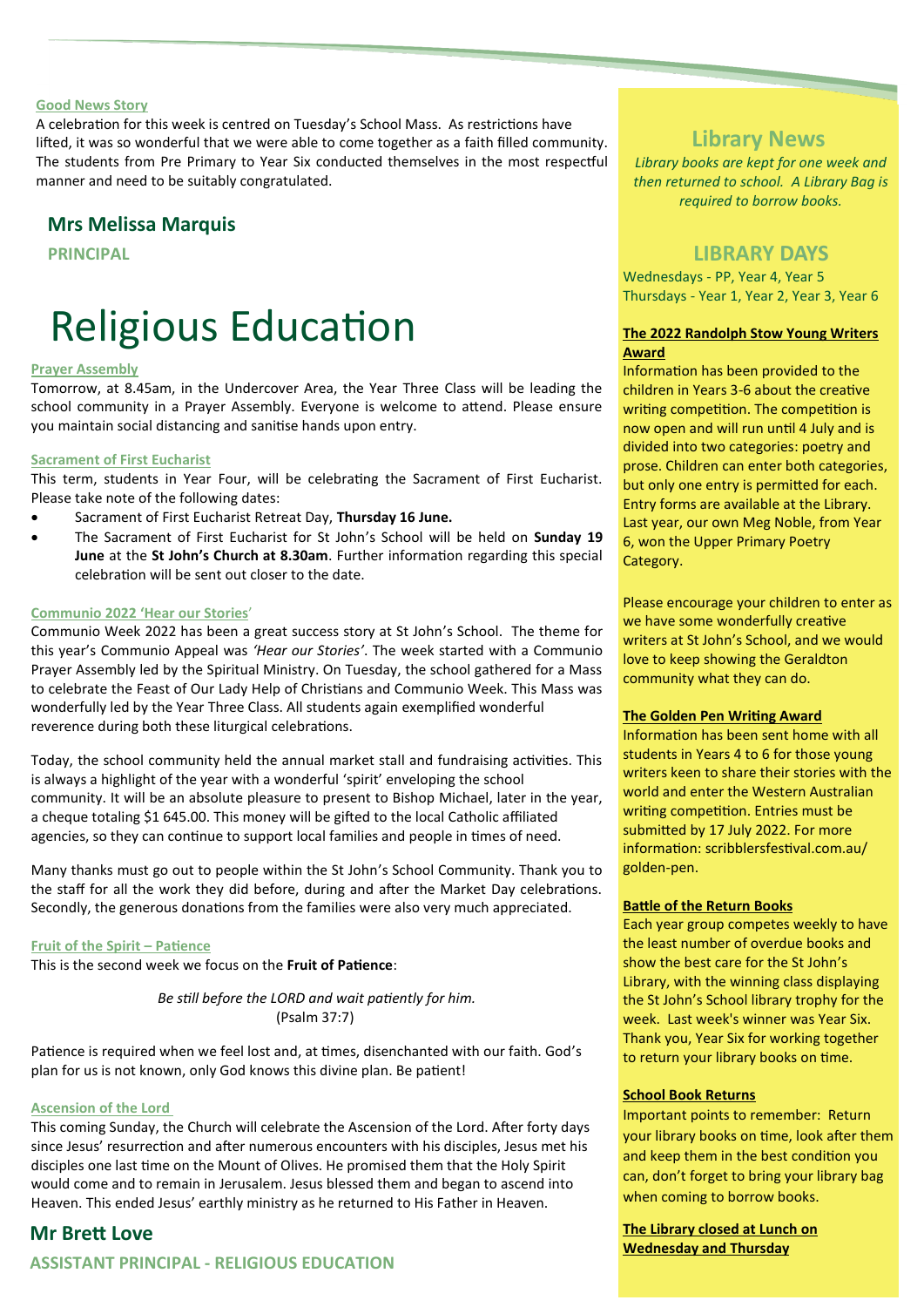**Good News Story**

A celebration for this week is centred on Tuesday's School Mass. As restrictions have lifted, it was so wonderful that we were able to come together as a faith filled community. The students from Pre Primary to Year Six conducted themselves in the most respectful manner and need to be suitably congratulated.

**Mrs Melissa Marquis**

**PRINCIPAL**

# Religious Education

**Prayer Assembly**

Tomorrow, at 8.45am, in the Undercover Area, the Year Three Class will be leading the school community in a Prayer Assembly. Everyone is welcome to attend. Please ensure you maintain social distancing and sanitise hands upon entry.

**Sacrament of First Eucharist**

This term, students in Year Four, will be celebrating the Sacrament of First Eucharist. Please take note of the following dates:

- Sacrament of First Eucharist Retreat Day, **Thursday 16 June.**
- The Sacrament of First Eucharist for St John's School will be held on **Sunday 19 June** at the **St John's Church at 8.30am**. Further information regarding this special celebration will be sent out closer to the date.

**Communio 2022 'Hear our Stories'**

Communio Week 2022 has been a great success story at St John's School. The theme for this year's Communio Appeal was *'Hear our Stories'*. The week started with a Communio Prayer Assembly led by the Spiritual Ministry. On Tuesday, the school gathered for a Mass to celebrate the Feast of Our Lady Help of Christians and Communio Week. This Mass was wonderfully led by the Year Three Class. All students again exemplified wonderful reverence during both these liturgical celebrations.

Today, the school community held the annual market stall and fundraising activities. This is always a highlight of the year with a wonderful 'spirit' enveloping the school community. It will be an absolute pleasure to present to Bishop Michael, later in the year, a cheque totaling $1 645.00. This money will be gifted to the local Catholic affiliated agencies, so they can continue to support local families and people in times of need.

Many thanks must go out to people within the St John's School Community. Thank you to the staff for all the work they did before, during and after the Market Day celebrations. Secondly, the generous donations from the families were also very much appreciated.

**Fruit of the Spirit – Patience**

This is the second week we focus on the **Fruit of Patience**:

*Be still before the LORD and wait patiently for him.*
(Psalm 37:7)

Patience is required when we feel lost and, at times, disenchanted with our faith. God's plan for us is not known, only God knows this divine plan. Be patient!

**Ascension of the Lord**

This coming Sunday, the Church will celebrate the Ascension of the Lord. After forty days since Jesus' resurrection and after numerous encounters with his disciples, Jesus met his disciples one last time on the Mount of Olives. He promised them that the Holy Spirit would come and to remain in Jerusalem. Jesus blessed them and began to ascend into Heaven. This ended Jesus' earthly ministry as he returned to His Father in Heaven.

**Mr Brett Love**

**ASSISTANT PRINCIPAL - RELIGIOUS EDUCATION**

## Library News

*Library books are kept for one week and then returned to school. A Library Bag is required to borrow books.*

## LIBRARY DAYS

Wednesdays - PP, Year 4, Year 5
Thursdays - Year 1, Year 2, Year 3, Year 6

**The 2022 Randolph Stow Young Writers Award**

Information has been provided to the children in Years 3-6 about the creative writing competition. The competition is now open and will run until 4 July and is divided into two categories: poetry and prose. Children can enter both categories, but only one entry is permitted for each. Entry forms are available at the Library. Last year, our own Meg Noble, from Year 6, won the Upper Primary Poetry Category.

Please encourage your children to enter as we have some wonderfully creative writers at St John's School, and we would love to keep showing the Geraldton community what they can do.

**The Golden Pen Writing Award**

Information has been sent home with all students in Years 4 to 6 for those young writers keen to share their stories with the world and enter the Western Australian writing competition. Entries must be submitted by 17 July 2022. For more information: scribblersfestival.com.au/golden-pen.

**Battle of the Return Books**

Each year group competes weekly to have the least number of overdue books and show the best care for the St John's Library, with the winning class displaying the St John's School library trophy for the week. Last week's winner was Year Six. Thank you, Year Six for working together to return your library books on time.

**School Book Returns**

Important points to remember: Return your library books on time, look after them and keep them in the best condition you can, don't forget to bring your library bag when coming to borrow books.

**The Library closed at Lunch on Wednesday and Thursday**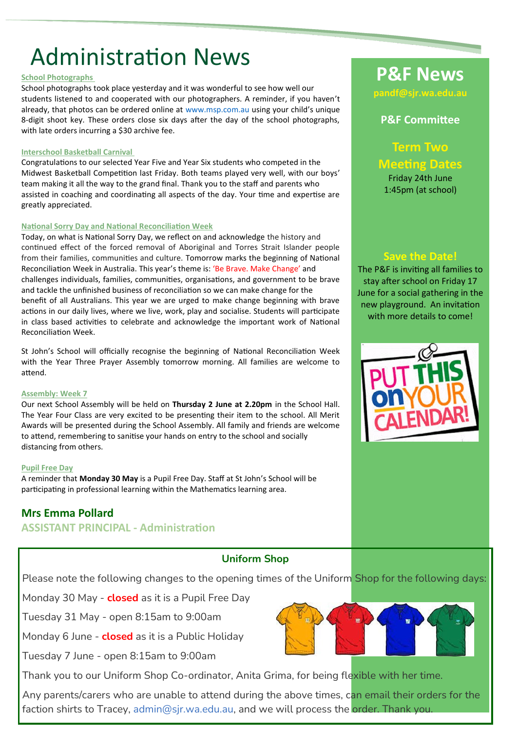# Administration News

### School Photographs

School photographs took place yesterday and it was wonderful to see how well our students listened to and cooperated with our photographers. A reminder, if you haven't already, that photos can be ordered online at www.msp.com.au using your child's unique 8-digit shoot key. These orders close six days after the day of the school photographs, with late orders incurring a $30 archive fee.

### Interschool Basketball Carnival

Congratulations to our selected Year Five and Year Six students who competed in the Midwest Basketball Competition last Friday. Both teams played very well, with our boys' team making it all the way to the grand final. Thank you to the staff and parents who assisted in coaching and coordinating all aspects of the day. Your time and expertise are greatly appreciated.

### National Sorry Day and National Reconciliation Week

Today, on what is National Sorry Day, we reflect on and acknowledge the history and continued effect of the forced removal of Aboriginal and Torres Strait Islander people from their families, communities and culture. Tomorrow marks the beginning of National Reconciliation Week in Australia. This year's theme is: 'Be Brave. Make Change' and challenges individuals, families, communities, organisations, and government to be brave and tackle the unfinished business of reconciliation so we can make change for the benefit of all Australians. This year we are urged to make change beginning with brave actions in our daily lives, where we live, work, play and socialise. Students will participate in class based activities to celebrate and acknowledge the important work of National Reconciliation Week.

St John's School will officially recognise the beginning of National Reconciliation Week with the Year Three Prayer Assembly tomorrow morning. All families are welcome to attend.

### Assembly: Week 7

Our next School Assembly will be held on **Thursday 2 June at 2.20pm** in the School Hall. The Year Four Class are very excited to be presenting their item to the school. All Merit Awards will be presented during the School Assembly. All family and friends are welcome to attend, remembering to sanitise your hands on entry to the school and socially distancing from others.

### Pupil Free Day

A reminder that **Monday 30 May** is a Pupil Free Day. Staff at St John's School will be participating in professional learning within the Mathematics learning area.

**Mrs Emma Pollard**
**ASSISTANT PRINCIPAL - Administration**

## P&F News

pandf@sjr.wa.edu.au

### P&F Committee

### Term Two Meeting Dates

Friday 24th June
1:45pm (at school)

### Save the Date!

The P&F is inviting all families to stay after school on Friday 17 June for a social gathering in the new playground. An invitation with more details to come!

## Uniform Shop

Please note the following changes to the opening times of the Uniform Shop for the following days:

Monday 30 May - **closed** as it is a Pupil Free Day

Tuesday 31 May - open 8:15am to 9:00am

Monday 6 June - **closed** as it is a Public Holiday

Tuesday 7 June - open 8:15am to 9:00am

Thank you to our Uniform Shop Co-ordinator, Anita Grima, for being flexible with her time.

Any parents/carers who are unable to attend during the above times, can email their orders for the faction shirts to Tracey, admin@sjr.wa.edu.au, and we will process the order. Thank you.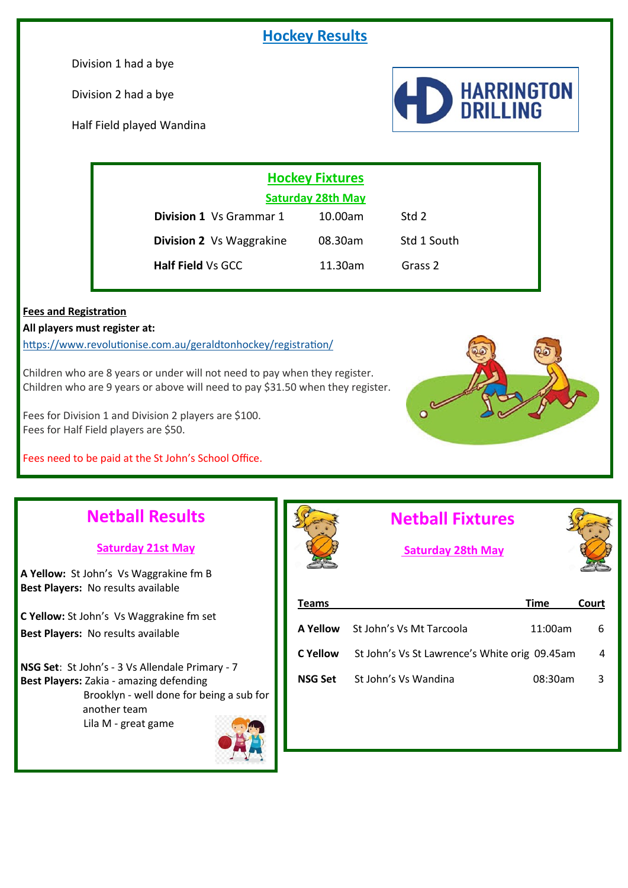## Hockey Results

Division 1 had a bye

Division 2 had a bye

Half Field played Wandina

HARRINGTON DRILLING

### Hockey Fixtures

**Saturday 28th May**

| | | |
|---|---|---|
| **Division 1** Vs Grammar 1 | 10.00am | Std 2 |
| **Division 2** Vs Waggrakine | 08.30am | Std 1 South |
| **Half Field** Vs GCC | 11.30am | Grass 2 |

**Fees and Registration**

**All players must register at:**

https://www.revolutionise.com.au/geraldtonhockey/registration/

Children who are 8 years or under will not need to pay when they register.
Children who are 9 years or above will need to pay $31.50 when they register.

Fees for Division 1 and Division 2 players are $100.
Fees for Half Field players are $50.

Fees need to be paid at the St John's School Office.

## Netball Results

**Saturday 21st May**

**A Yellow:** St John's Vs Waggrakine fm B
**Best Players:** No results available

**C Yellow:** St John's Vs Waggrakine fm set
**Best Players:** No results available

**NSG Set**: St John's - 3 Vs Allendale Primary - 7
**Best Players:** Zakia - amazing defending
Brooklyn - well done for being a sub for another team
Lila M - great game

## Netball Fixtures

**Saturday 28th May**

| Teams | | Time | Court |
|---|---|---|---|
| **A Yellow** | St John's Vs Mt Tarcoola | 11:00am | 6 |
| **C Yellow** | St John's Vs St Lawrence's White orig | 09.45am | 4 |
| **NSG Set** | St John's Vs Wandina | 08:30am | 3 |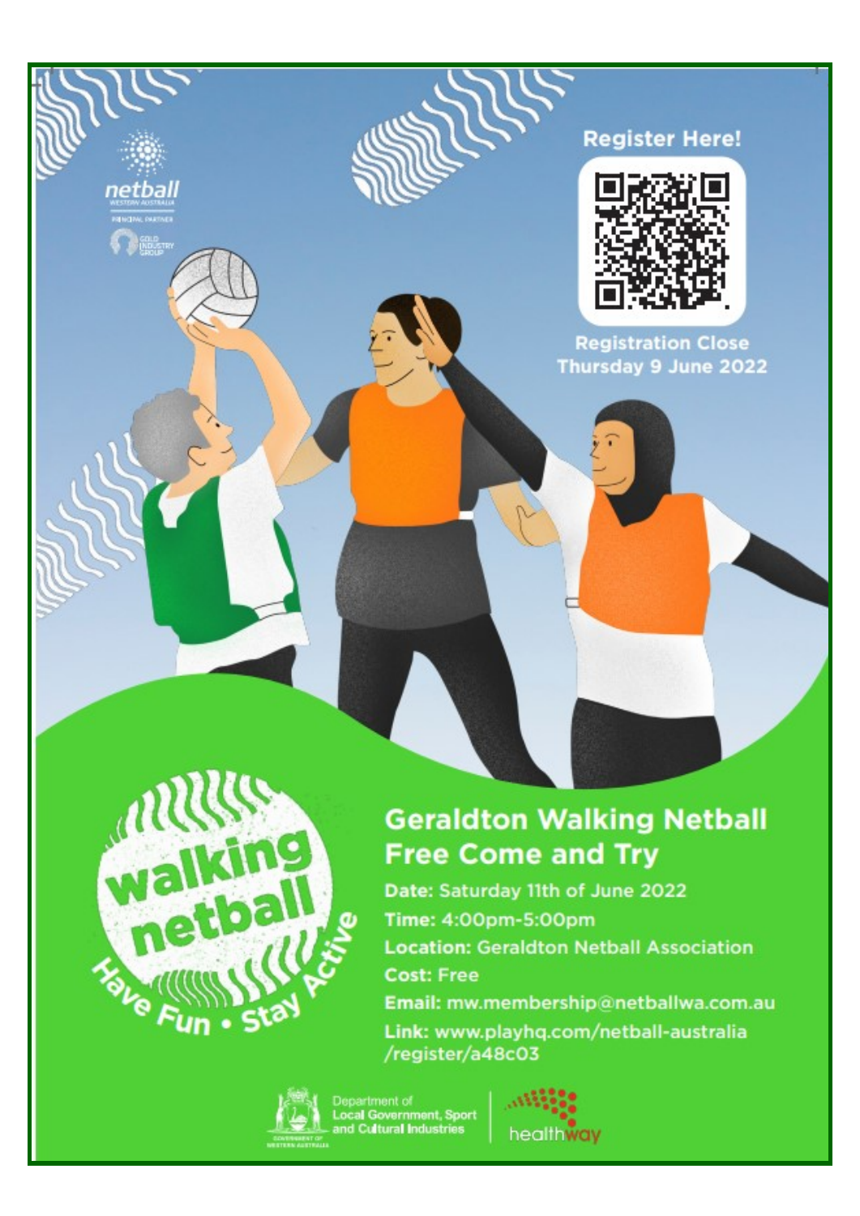netball
WESTERN AUSTRALIA

PRINCIPAL PARTNER

GOLD INDUSTRY GROUP

**Register Here!**

**Registration Close Thursday 9 June 2022**

walking netball

Have Fun • Stay Active

## Geraldton Walking Netball Free Come and Try

**Date:** Saturday 11th of June 2022

**Time:** 4:00pm-5:00pm

**Location:** Geraldton Netball Association

**Cost:** Free

**Email:** mw.membership@netballwa.com.au

**Link:** www.playhq.com/netball-australia/register/a48c03

Department of Local Government, Sport and Cultural Industries

GOVERNMENT OF WESTERN AUSTRALIA

healthway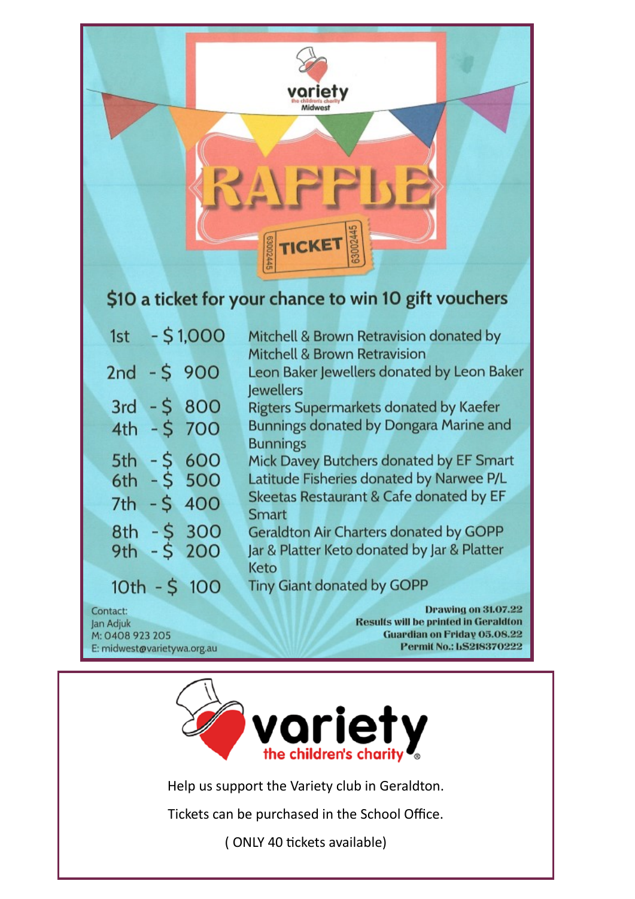variety
the children's charity
Midwest

# RAFFLE

TICKET 63002445

## $10 a ticket for your chance to win 10 gift vouchers

| | | |
|---|---|---|
| 1st | - $ 1,000 | Mitchell & Brown Retravision donated by Mitchell & Brown Retravision |
| 2nd | - $ 900 | Leon Baker Jewellers donated by Leon Baker Jewellers |
| 3rd | - $ 800 | Rigters Supermarkets donated by Kaefer |
| 4th | - $ 700 | Bunnings donated by Dongara Marine and Bunnings |
| 5th | - $ 600 | Mick Davey Butchers donated by EF Smart |
| 6th | - $ 500 | Latitude Fisheries donated by Narwee P/L |
| 7th | - $ 400 | Skeetas Restaurant & Cafe donated by EF Smart |
| 8th | - $ 300 | Geraldton Air Charters donated by GOPP |
| 9th | - $ 200 | Jar & Platter Keto donated by Jar & Platter Keto |
| 10th | - $ 100 | Tiny Giant donated by GOPP |

Contact:
Jan Adjuk
M: 0408 923 205
E: midwest@varietywa.org.au

**Drawing on 31.07.22**
**Results will be printed in Geraldton Guardian on Friday 05.08.22**
**Permit No.: LS218370222**

variety
the children's charity®

Help us support the Variety club in Geraldton.

Tickets can be purchased in the School Office.

( ONLY 40 tickets available)